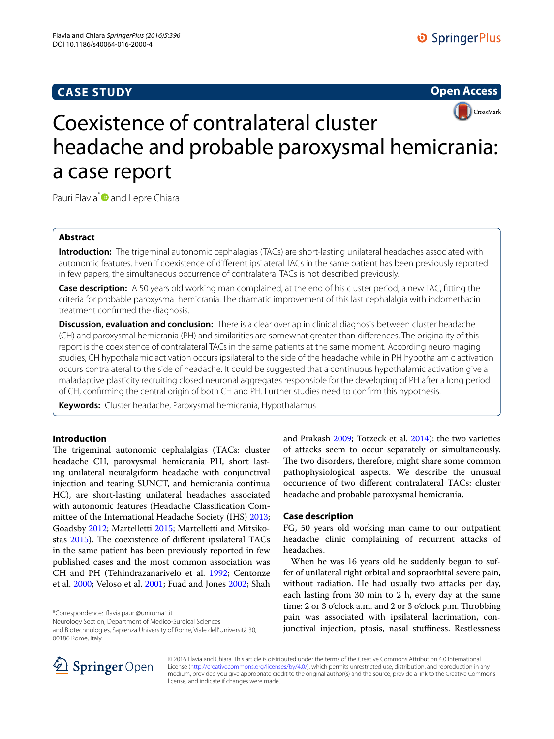## CASE STUDY

**Open Access**

# Coexistence of contralateral cluster headache and probable paroxysmal hemicrania: a case report

Pauri Flavia* and Lepre Chiara

### Abstract

**Introduction:** The trigeminal autonomic cephalagias (TACs) are short-lasting unilateral headaches associated with autonomic features. Even if coexistence of different ipsilateral TACs in the same patient has been previously reported in few papers, the simultaneous occurrence of contralateral TACs is not described previously.

**Case description:** A 50 years old working man complained, at the end of his cluster period, a new TAC, fitting the criteria for probable paroxysmal hemicrania. The dramatic improvement of this last cephalalgia with indomethacin treatment confirmed the diagnosis.

**Discussion, evaluation and conclusion:** There is a clear overlap in clinical diagnosis between cluster headache (CH) and paroxysmal hemicrania (PH) and similarities are somewhat greater than differences. The originality of this report is the coexistence of contralateral TACs in the same patients at the same moment. According neuroimaging studies, CH hypothalamic activation occurs ipsilateral to the side of the headache while in PH hypothalamic activation occurs contralateral to the side of headache. It could be suggested that a continuous hypothalamic activation give a maladaptive plasticity recruiting closed neuronal aggregates responsible for the developing of PH after a long period of CH, confirming the central origin of both CH and PH. Further studies need to confirm this hypothesis.

**Keywords:** Cluster headache, Paroxysmal hemicrania, Hypothalamus

## Introduction

The trigeminal autonomic cephalalgias (TACs: cluster headache CH, paroxysmal hemicrania PH, short lasting unilateral neuralgiform headache with conjunctival injection and tearing SUNCT, and hemicrania continua HC), are short-lasting unilateral headaches associated with autonomic features (Headache Classification Committee of the International Headache Society (IHS) 2013; Goadsby 2012; Martelletti 2015; Martelletti and Mitsikostas 2015). The coexistence of different ipsilateral TACs in the same patient has been previously reported in few published cases and the most common association was CH and PH (Tehindrazanarivelo et al. 1992; Centonze et al. 2000; Veloso et al. 2001; Fuad and Jones 2002; Shah and Prakash 2009; Totzeck et al. 2014): the two varieties of attacks seem to occur separately or simultaneously. The two disorders, therefore, might share some common pathophysiological aspects. We describe the unusual occurrence of two different contralateral TACs: cluster headache and probable paroxysmal hemicrania.

## Case description

FG, 50 years old working man came to our outpatient headache clinic complaining of recurrent attacks of headaches.

When he was 16 years old he suddenly begun to suffer of unilateral right orbital and sopraorbital severe pain, without radiation. He had usually two attacks per day, each lasting from 30 min to 2 h, every day at the same time: 2 or 3 o'clock a.m. and 2 or 3 o'clock p.m. Throbbing pain was associated with ipsilateral lacrimation, conjunctival injection, ptosis, nasal stuffiness. Restlessness

*Correspondence: flavia.pauri@uniroma1.it
Neurology Section, Department of Medico-Surgical Sciences and Biotechnologies, Sapienza University of Rome, Viale dell'Università 30, 00186 Rome, Italy

© 2016 Flavia and Chiara. This article is distributed under the terms of the Creative Commons Attribution 4.0 International License (http://creativecommons.org/licenses/by/4.0/), which permits unrestricted use, distribution, and reproduction in any medium, provided you give appropriate credit to the original author(s) and the source, provide a link to the Creative Commons license, and indicate if changes were made.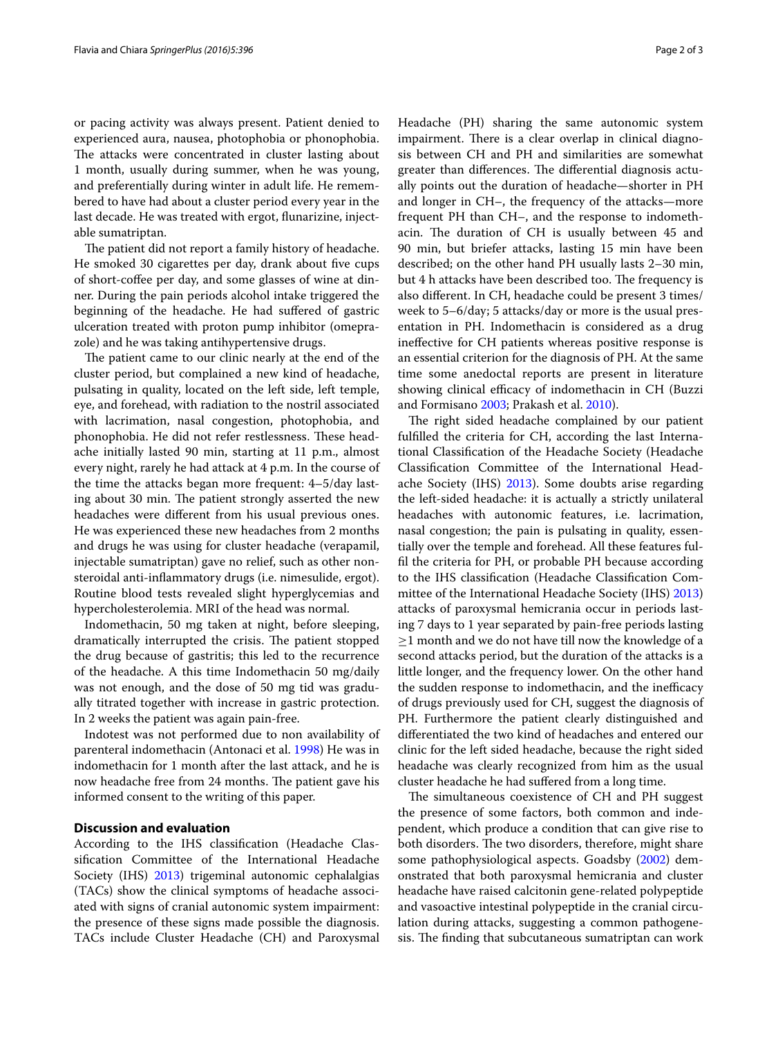or pacing activity was always present. Patient denied to experienced aura, nausea, photophobia or phonophobia. The attacks were concentrated in cluster lasting about 1 month, usually during summer, when he was young, and preferentially during winter in adult life. He remembered to have had about a cluster period every year in the last decade. He was treated with ergot, flunarizine, injectable sumatriptan.

The patient did not report a family history of headache. He smoked 30 cigarettes per day, drank about five cups of short-coffee per day, and some glasses of wine at dinner. During the pain periods alcohol intake triggered the beginning of the headache. He had suffered of gastric ulceration treated with proton pump inhibitor (omeprazole) and he was taking antihypertensive drugs.

The patient came to our clinic nearly at the end of the cluster period, but complained a new kind of headache, pulsating in quality, located on the left side, left temple, eye, and forehead, with radiation to the nostril associated with lacrimation, nasal congestion, photophobia, and phonophobia. He did not refer restlessness. These headache initially lasted 90 min, starting at 11 p.m., almost every night, rarely he had attack at 4 p.m. In the course of the time the attacks began more frequent: 4–5/day lasting about 30 min. The patient strongly asserted the new headaches were different from his usual previous ones. He was experienced these new headaches from 2 months and drugs he was using for cluster headache (verapamil, injectable sumatriptan) gave no relief, such as other non-steroidal anti-inflammatory drugs (i.e. nimesulide, ergot). Routine blood tests revealed slight hyperglycemias and hypercholesterolemia. MRI of the head was normal.

Indomethacin, 50 mg taken at night, before sleeping, dramatically interrupted the crisis. The patient stopped the drug because of gastritis; this led to the recurrence of the headache. A this time Indomethacin 50 mg/daily was not enough, and the dose of 50 mg tid was gradually titrated together with increase in gastric protection. In 2 weeks the patient was again pain-free.

Indotest was not performed due to non availability of parenteral indomethacin (Antonaci et al. 1998) He was in indomethacin for 1 month after the last attack, and he is now headache free from 24 months. The patient gave his informed consent to the writing of this paper.

## Discussion and evaluation

According to the IHS classification (Headache Classification Committee of the International Headache Society (IHS) 2013) trigeminal autonomic cephalalgias (TACs) show the clinical symptoms of headache associated with signs of cranial autonomic system impairment: the presence of these signs made possible the diagnosis. TACs include Cluster Headache (CH) and Paroxysmal Headache (PH) sharing the same autonomic system impairment. There is a clear overlap in clinical diagnosis between CH and PH and similarities are somewhat greater than differences. The differential diagnosis actually points out the duration of headache—shorter in PH and longer in CH–, the frequency of the attacks—more frequent PH than CH–, and the response to indomethacin. The duration of CH is usually between 45 and 90 min, but briefer attacks, lasting 15 min have been described; on the other hand PH usually lasts 2–30 min, but 4 h attacks have been described too. The frequency is also different. In CH, headache could be present 3 times/week to 5–6/day; 5 attacks/day or more is the usual presentation in PH. Indomethacin is considered as a drug ineffective for CH patients whereas positive response is an essential criterion for the diagnosis of PH. At the same time some anedoctal reports are present in literature showing clinical efficacy of indomethacin in CH (Buzzi and Formisano 2003; Prakash et al. 2010).

The right sided headache complained by our patient fulfilled the criteria for CH, according the last International Classification of the Headache Society (Headache Classification Committee of the International Headache Society (IHS) 2013). Some doubts arise regarding the left-sided headache: it is actually a strictly unilateral headaches with autonomic features, i.e. lacrimation, nasal congestion; the pain is pulsating in quality, essentially over the temple and forehead. All these features fulfil the criteria for PH, or probable PH because according to the IHS classification (Headache Classification Committee of the International Headache Society (IHS) 2013) attacks of paroxysmal hemicrania occur in periods lasting 7 days to 1 year separated by pain-free periods lasting ≥1 month and we do not have till now the knowledge of a second attacks period, but the duration of the attacks is a little longer, and the frequency lower. On the other hand the sudden response to indomethacin, and the inefficacy of drugs previously used for CH, suggest the diagnosis of PH. Furthermore the patient clearly distinguished and differentiated the two kind of headaches and entered our clinic for the left sided headache, because the right sided headache was clearly recognized from him as the usual cluster headache he had suffered from a long time.

The simultaneous coexistence of CH and PH suggest the presence of some factors, both common and independent, which produce a condition that can give rise to both disorders. The two disorders, therefore, might share some pathophysiological aspects. Goadsby (2002) demonstrated that both paroxysmal hemicrania and cluster headache have raised calcitonin gene-related polypeptide and vasoactive intestinal polypeptide in the cranial circulation during attacks, suggesting a common pathogenesis. The finding that subcutaneous sumatriptan can work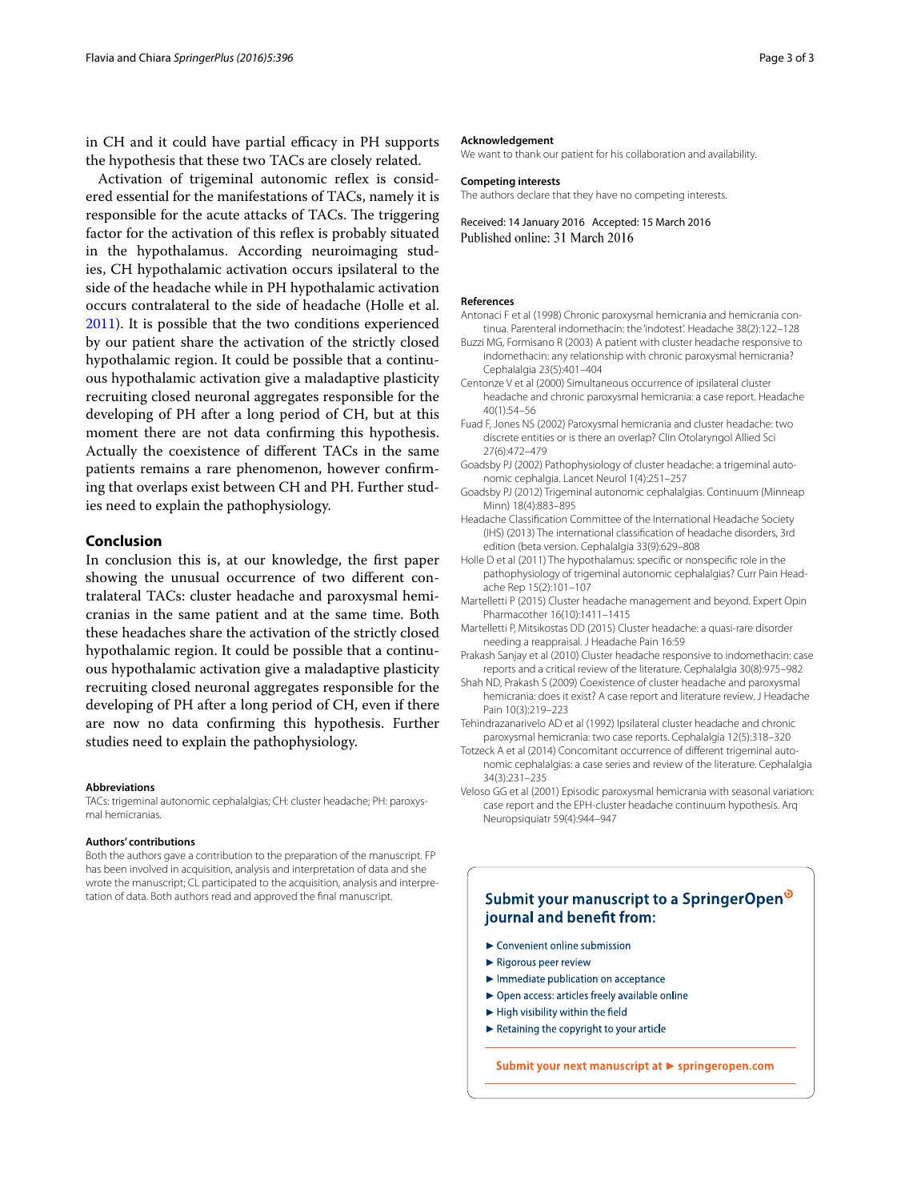in CH and it could have partial efficacy in PH supports the hypothesis that these two TACs are closely related.

Activation of trigeminal autonomic reflex is considered essential for the manifestations of TACs, namely it is responsible for the acute attacks of TACs. The triggering factor for the activation of this reflex is probably situated in the hypothalamus. According neuroimaging studies, CH hypothalamic activation occurs ipsilateral to the side of the headache while in PH hypothalamic activation occurs contralateral to the side of headache (Holle et al. 2011). It is possible that the two conditions experienced by our patient share the activation of the strictly closed hypothalamic region. It could be possible that a continuous hypothalamic activation give a maladaptive plasticity recruiting closed neuronal aggregates responsible for the developing of PH after a long period of CH, but at this moment there are not data confirming this hypothesis. Actually the coexistence of different TACs in the same patients remains a rare phenomenon, however confirming that overlaps exist between CH and PH. Further studies need to explain the pathophysiology.

## Conclusion

In conclusion this is, at our knowledge, the first paper showing the unusual occurrence of two different contralateral TACs: cluster headache and paroxysmal hemicranias in the same patient and at the same time. Both these headaches share the activation of the strictly closed hypothalamic region. It could be possible that a continuous hypothalamic activation give a maladaptive plasticity recruiting closed neuronal aggregates responsible for the developing of PH after a long period of CH, even if there are now no data confirming this hypothesis. Further studies need to explain the pathophysiology.

#### Abbreviations

TACs: trigeminal autonomic cephalalgias; CH: cluster headache; PH: paroxysmal hemicranias.

#### Authors' contributions

Both the authors gave a contribution to the preparation of the manuscript. FP has been involved in acquisition, analysis and interpretation of data and she wrote the manuscript; CL participated to the acquisition, analysis and interpretation of data. Both authors read and approved the final manuscript.

#### Acknowledgement

We want to thank our patient for his collaboration and availability.

#### Competing interests

The authors declare that they have no competing interests.

Received: 14 January 2016 Accepted: 15 March 2016
Published online: 31 March 2016

#### References

- Antonaci F et al (1998) Chronic paroxysmal hemicrania and hemicrania continua. Parenteral indomethacin: the 'indotest'. Headache 38(2):122–128
- Buzzi MG, Formisano R (2003) A patient with cluster headache responsive to indomethacin: any relationship with chronic paroxysmal hemicrania? Cephalalgia 23(5):401–404
- Centonze V et al (2000) Simultaneous occurrence of ipsilateral cluster headache and chronic paroxysmal hemicrania: a case report. Headache 40(1):54–56
- Fuad F, Jones NS (2002) Paroxysmal hemicrania and cluster headache: two discrete entities or is there an overlap? Clin Otolaryngol Allied Sci 27(6):472–479
- Goadsby PJ (2002) Pathophysiology of cluster headache: a trigeminal autonomic cephalgia. Lancet Neurol 1(4):251–257
- Goadsby PJ (2012) Trigeminal autonomic cephalalgias. Continuum (Minneap Minn) 18(4):883–895
- Headache Classification Committee of the International Headache Society (IHS) (2013) The international classification of headache disorders, 3rd edition (beta version. Cephalalgia 33(9):629–808
- Holle D et al (2011) The hypothalamus: specific or nonspecific role in the pathophysiology of trigeminal autonomic cephalalgias? Curr Pain Headache Rep 15(2):101–107
- Martelletti P (2015) Cluster headache management and beyond. Expert Opin Pharmacother 16(10):1411–1415
- Martelletti P, Mitsikostas DD (2015) Cluster headache: a quasi-rare disorder needing a reappraisal. J Headache Pain 16:59
- Prakash Sanjay et al (2010) Cluster headache responsive to indomethacin: case reports and a critical review of the literature. Cephalalgia 30(8):975–982
- Shah ND, Prakash S (2009) Coexistence of cluster headache and paroxysmal hemicrania: does it exist? A case report and literature review. J Headache Pain 10(3):219–223
- Tehindrazanarivelo AD et al (1992) Ipsilateral cluster headache and chronic paroxysmal hemicrania: two case reports. Cephalalgia 12(5):318–320
- Totzeck A et al (2014) Concomitant occurrence of different trigeminal autonomic cephalalgias: a case series and review of the literature. Cephalalgia 34(3):231–235
- Veloso GG et al (2001) Episodic paroxysmal hemicrania with seasonal variation: case report and the EPH-cluster headache continuum hypothesis. Arq Neuropsiquiatr 59(4):944–947

**Submit your manuscript to a SpringerOpen journal and benefit from:**

- ► Convenient online submission
- ► Rigorous peer review
- ► Immediate publication on acceptance
- ► Open access: articles freely available online
- ► High visibility within the field
- ► Retaining the copyright to your article

**Submit your next manuscript at ► springeropen.com**